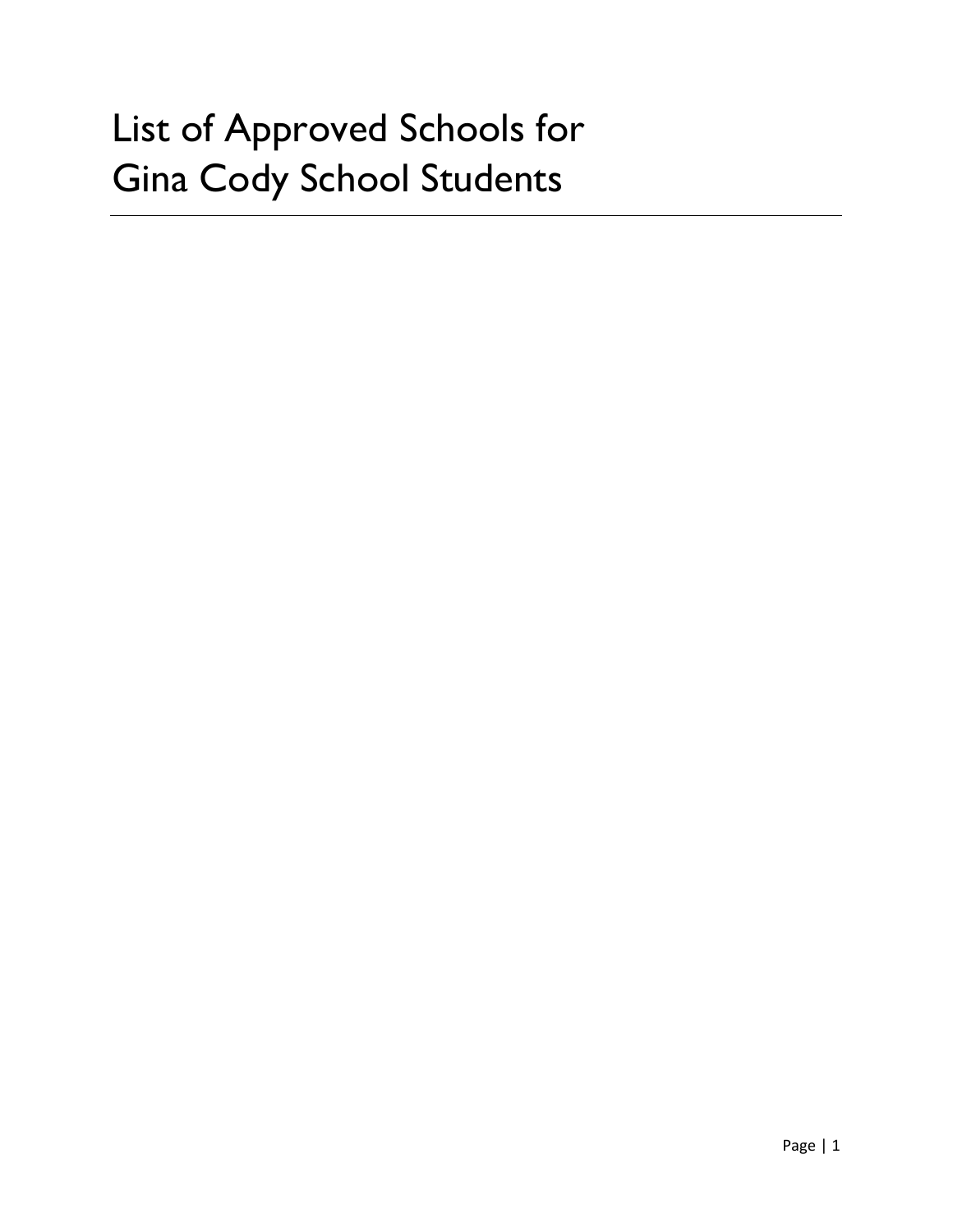# List of Approved Schools for Gina Cody School Students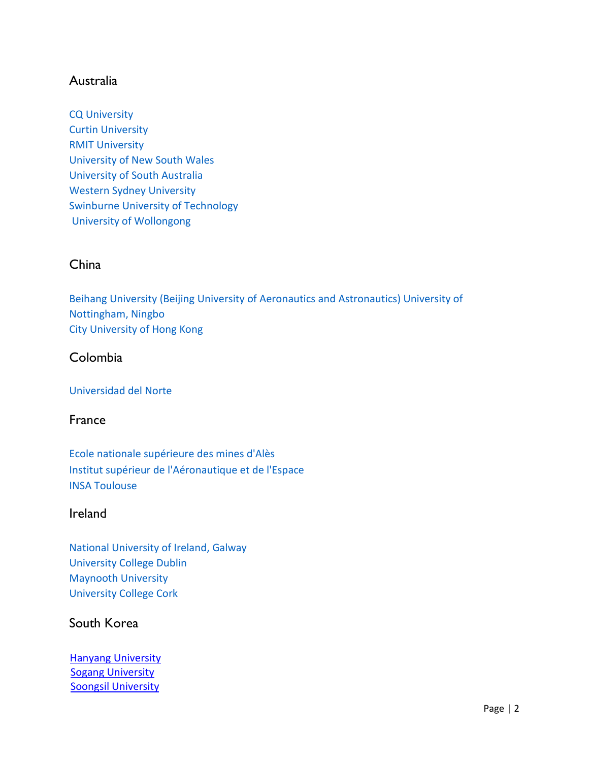## Australia

CQ University
Curtin University
RMIT University
University of New South Wales
University of South Australia
Western Sydney University
Swinburne University of Technology
University of Wollongong

## China

Beihang University (Beijing University of Aeronautics and Astronautics) University of Nottingham, Ningbo
City University of Hong Kong

## Colombia

Universidad del Norte

## France

Ecole nationale supérieure des mines d'Alès
Institut supérieur de l'Aéronautique et de l'Espace
INSA Toulouse

## Ireland

National University of Ireland, Galway
University College Dublin
Maynooth University
University College Cork

## South Korea

Hanyang University
Sogang University
Soongsil University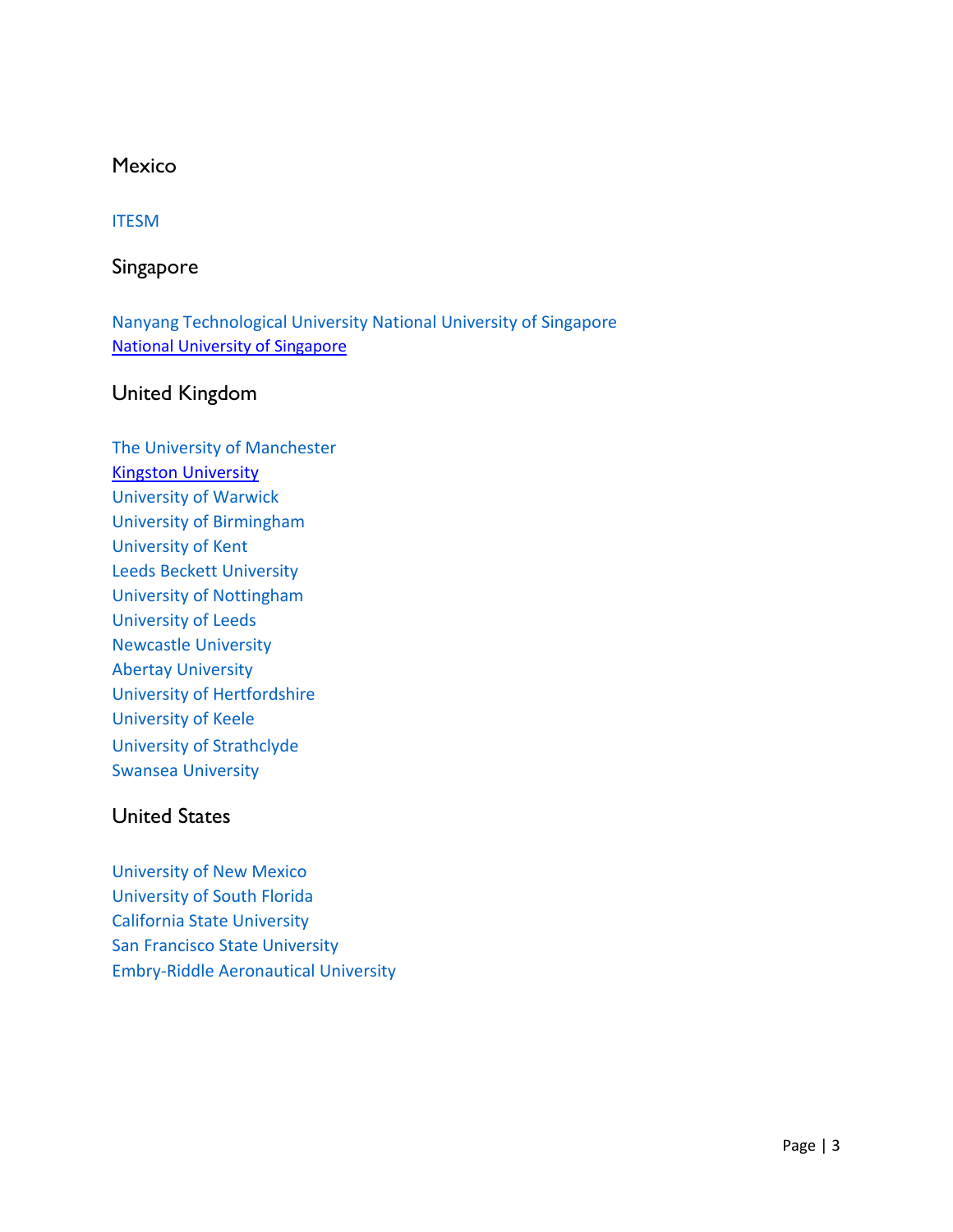## Mexico

ITESM

## Singapore

Nanyang Technological University National University of Singapore
National University of Singapore

## United Kingdom

The University of Manchester
Kingston University
University of Warwick
University of Birmingham
University of Kent
Leeds Beckett University
University of Nottingham
University of Leeds
Newcastle University
Abertay University
University of Hertfordshire
University of Keele
University of Strathclyde
Swansea University

## United States

University of New Mexico
University of South Florida
California State University
San Francisco State University
Embry-Riddle Aeronautical University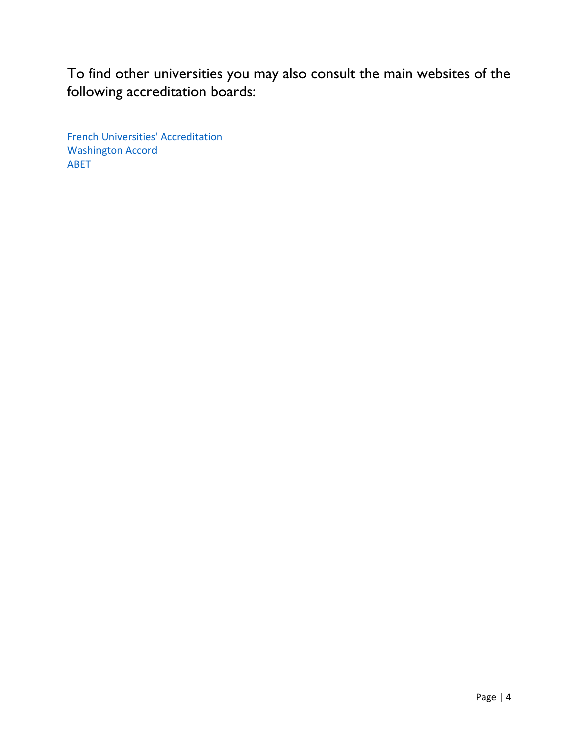## To find other universities you may also consult the main websites of the following accreditation boards:

---

French Universities' Accreditation
Washington Accord
ABET